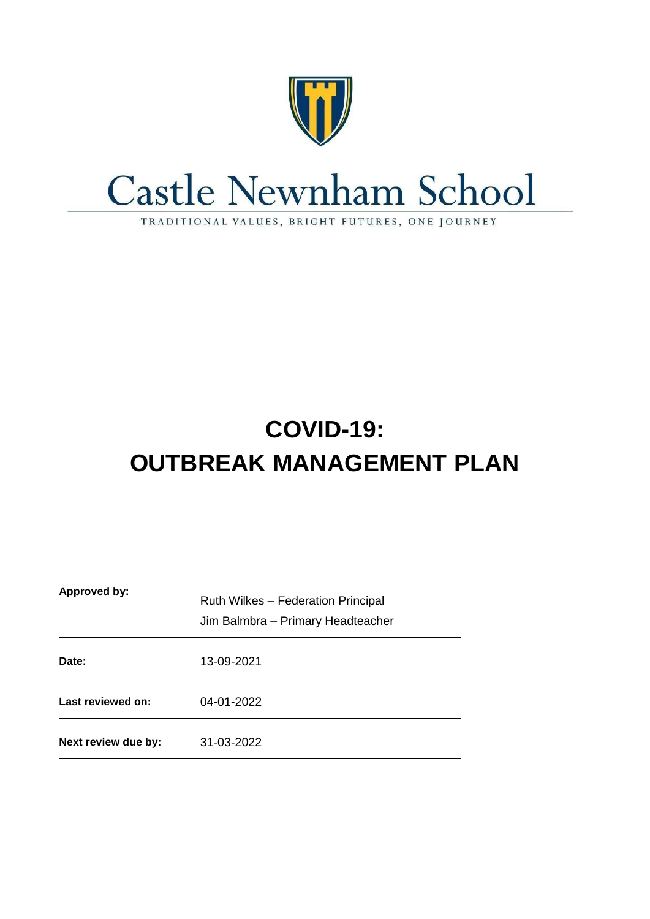# Castle Newnham School

TRADITIONAL VALUES, BRIGHT FUTURES, ONE JOURNEY

# COVID-19:
# OUTBREAK MANAGEMENT PLAN

| **Approved by:** | Ruth Wilkes – Federation Principal<br>Jim Balmbra – Primary Headteacher |
|---|---|
| **Date:** | 13-09-2021 |
| **Last reviewed on:** | 04-01-2022 |
| **Next review due by:** | 31-03-2022 |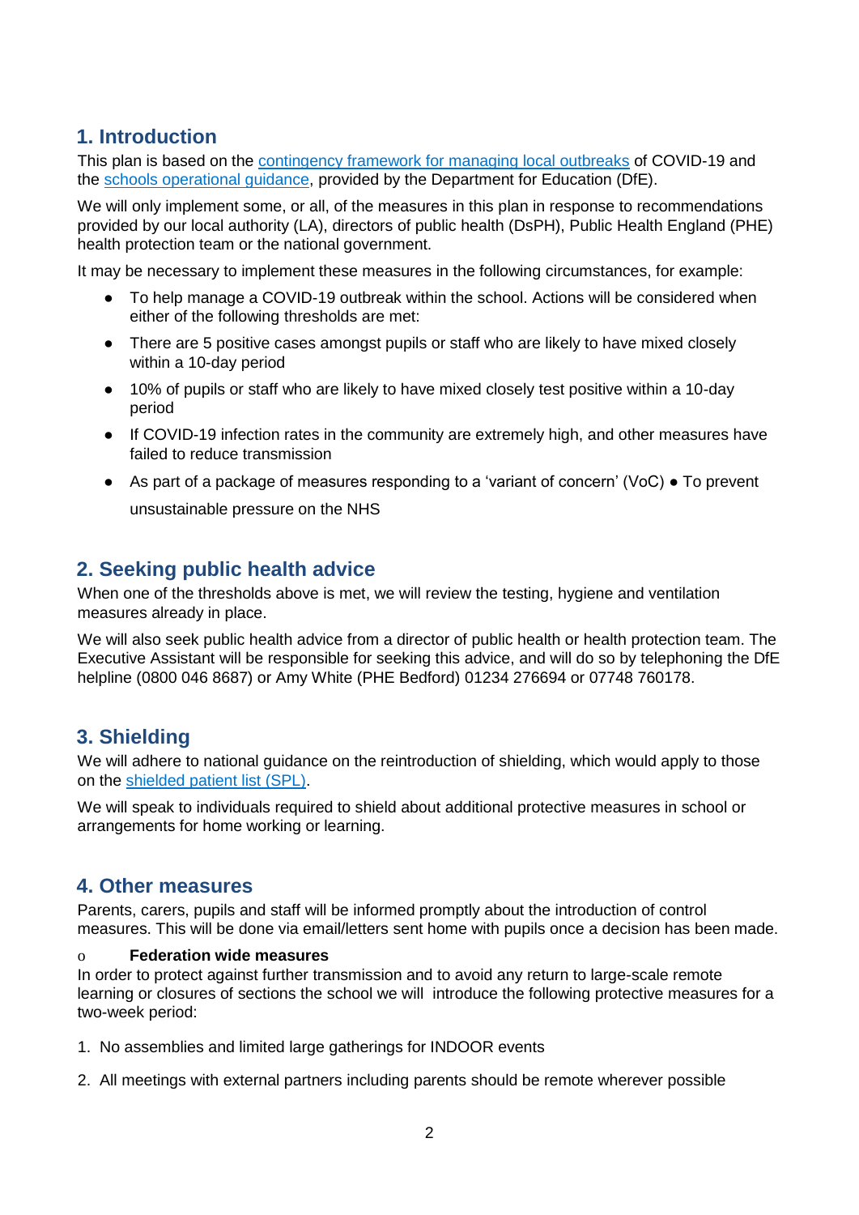## 1. Introduction

This plan is based on the [contingency framework for managing local outbreaks](#) of COVID-19 and the [schools operational guidance](#), provided by the Department for Education (DfE).

We will only implement some, or all, of the measures in this plan in response to recommendations provided by our local authority (LA), directors of public health (DsPH), Public Health England (PHE) health protection team or the national government.

It may be necessary to implement these measures in the following circumstances, for example:

- To help manage a COVID-19 outbreak within the school. Actions will be considered when either of the following thresholds are met:
- There are 5 positive cases amongst pupils or staff who are likely to have mixed closely within a 10-day period
- 10% of pupils or staff who are likely to have mixed closely test positive within a 10-day period
- If COVID-19 infection rates in the community are extremely high, and other measures have failed to reduce transmission
- As part of a package of measures responding to a 'variant of concern' (VoC) ● To prevent unsustainable pressure on the NHS

## 2. Seeking public health advice

When one of the thresholds above is met, we will review the testing, hygiene and ventilation measures already in place.

We will also seek public health advice from a director of public health or health protection team. The Executive Assistant will be responsible for seeking this advice, and will do so by telephoning the DfE helpline (0800 046 8687) or Amy White (PHE Bedford) 01234 276694 or 07748 760178.

## 3. Shielding

We will adhere to national guidance on the reintroduction of shielding, which would apply to those on the [shielded patient list (SPL)](#).

We will speak to individuals required to shield about additional protective measures in school or arrangements for home working or learning.

## 4. Other measures

Parents, carers, pupils and staff will be informed promptly about the introduction of control measures. This will be done via email/letters sent home with pupils once a decision has been made.

- **Federation wide measures**

In order to protect against further transmission and to avoid any return to large-scale remote learning or closures of sections the school we will introduce the following protective measures for a two-week period:

1. No assemblies and limited large gatherings for INDOOR events
2. All meetings with external partners including parents should be remote wherever possible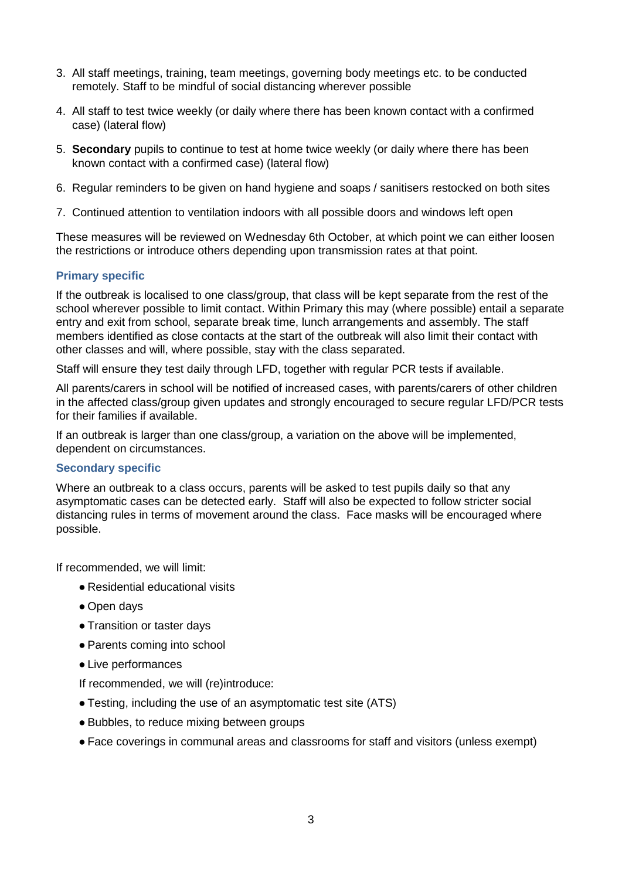3. All staff meetings, training, team meetings, governing body meetings etc. to be conducted remotely. Staff to be mindful of social distancing wherever possible
4. All staff to test twice weekly (or daily where there has been known contact with a confirmed case) (lateral flow)
5. **Secondary** pupils to continue to test at home twice weekly (or daily where there has been known contact with a confirmed case) (lateral flow)
6. Regular reminders to be given on hand hygiene and soaps / sanitisers restocked on both sites
7. Continued attention to ventilation indoors with all possible doors and windows left open

These measures will be reviewed on Wednesday 6th October, at which point we can either loosen the restrictions or introduce others depending upon transmission rates at that point.

### Primary specific

If the outbreak is localised to one class/group, that class will be kept separate from the rest of the school wherever possible to limit contact. Within Primary this may (where possible) entail a separate entry and exit from school, separate break time, lunch arrangements and assembly. The staff members identified as close contacts at the start of the outbreak will also limit their contact with other classes and will, where possible, stay with the class separated.

Staff will ensure they test daily through LFD, together with regular PCR tests if available.

All parents/carers in school will be notified of increased cases, with parents/carers of other children in the affected class/group given updates and strongly encouraged to secure regular LFD/PCR tests for their families if available.

If an outbreak is larger than one class/group, a variation on the above will be implemented, dependent on circumstances.

### Secondary specific

Where an outbreak to a class occurs, parents will be asked to test pupils daily so that any asymptomatic cases can be detected early. Staff will also be expected to follow stricter social distancing rules in terms of movement around the class. Face masks will be encouraged where possible.

If recommended, we will limit:

- Residential educational visits
- Open days
- Transition or taster days
- Parents coming into school
- Live performances

If recommended, we will (re)introduce:

- Testing, including the use of an asymptomatic test site (ATS)
- Bubbles, to reduce mixing between groups
- Face coverings in communal areas and classrooms for staff and visitors (unless exempt)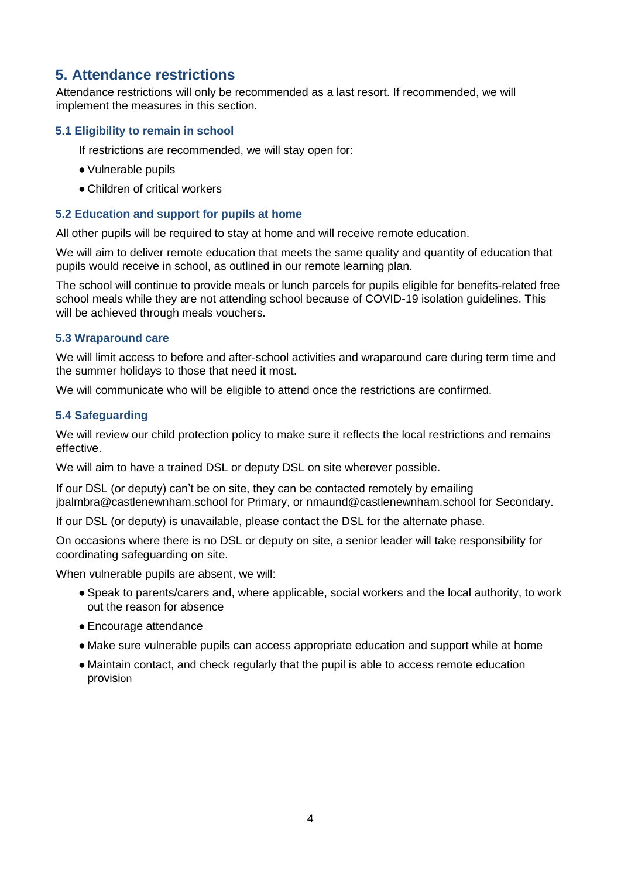## 5. Attendance restrictions

Attendance restrictions will only be recommended as a last resort. If recommended, we will implement the measures in this section.

### 5.1 Eligibility to remain in school

If restrictions are recommended, we will stay open for:

- Vulnerable pupils
- Children of critical workers

### 5.2 Education and support for pupils at home

All other pupils will be required to stay at home and will receive remote education.

We will aim to deliver remote education that meets the same quality and quantity of education that pupils would receive in school, as outlined in our remote learning plan.

The school will continue to provide meals or lunch parcels for pupils eligible for benefits-related free school meals while they are not attending school because of COVID-19 isolation guidelines. This will be achieved through meals vouchers.

### 5.3 Wraparound care

We will limit access to before and after-school activities and wraparound care during term time and the summer holidays to those that need it most.

We will communicate who will be eligible to attend once the restrictions are confirmed.

### 5.4 Safeguarding

We will review our child protection policy to make sure it reflects the local restrictions and remains effective.

We will aim to have a trained DSL or deputy DSL on site wherever possible.

If our DSL (or deputy) can't be on site, they can be contacted remotely by emailing jbalmbra@castlenewnham.school for Primary, or nmaund@castlenewnham.school for Secondary.

If our DSL (or deputy) is unavailable, please contact the DSL for the alternate phase.

On occasions where there is no DSL or deputy on site, a senior leader will take responsibility for coordinating safeguarding on site.

When vulnerable pupils are absent, we will:

- Speak to parents/carers and, where applicable, social workers and the local authority, to work out the reason for absence
- Encourage attendance
- Make sure vulnerable pupils can access appropriate education and support while at home
- Maintain contact, and check regularly that the pupil is able to access remote education provision